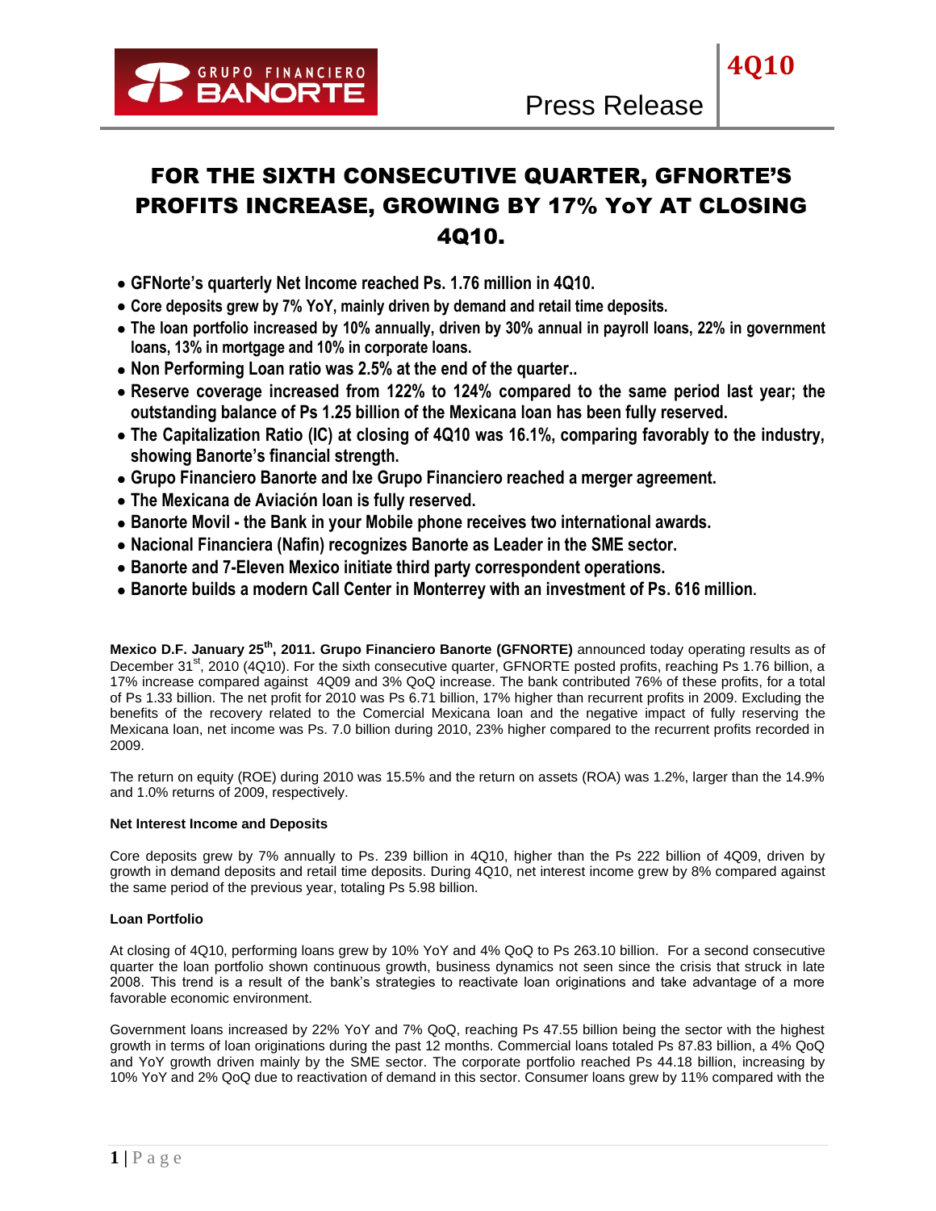GRUPO FINANCIERO BANORTE

Press Release

**4Q10**

# FOR THE SIXTH CONSECUTIVE QUARTER, GFNORTE'S PROFITS INCREASE, GROWING BY 17% YoY AT CLOSING 4Q10.

- **GFNorte's quarterly Net Income reached Ps. 1.76 million in 4Q10.**
- **Core deposits grew by 7% YoY, mainly driven by demand and retail time deposits.**
- **The loan portfolio increased by 10% annually, driven by 30% annual in payroll loans, 22% in government loans, 13% in mortgage and 10% in corporate loans.**
- **Non Performing Loan ratio was 2.5% at the end of the quarter..**
- **Reserve coverage increased from 122% to 124% compared to the same period last year; the outstanding balance of Ps 1.25 billion of the Mexicana loan has been fully reserved.**
- **The Capitalization Ratio (IC) at closing of 4Q10 was 16.1%, comparing favorably to the industry, showing Banorte's financial strength.**
- **Grupo Financiero Banorte and Ixe Grupo Financiero reached a merger agreement.**
- **The Mexicana de Aviación loan is fully reserved.**
- **Banorte Movil - the Bank in your Mobile phone receives two international awards.**
- **Nacional Financiera (Nafin) recognizes Banorte as Leader in the SME sector.**
- **Banorte and 7-Eleven Mexico initiate third party correspondent operations.**
- **Banorte builds a modern Call Center in Monterrey with an investment of Ps. 616 million.**

**Mexico D.F. January 25th, 2011. Grupo Financiero Banorte (GFNORTE)** announced today operating results as of December 31st, 2010 (4Q10). For the sixth consecutive quarter, GFNORTE posted profits, reaching Ps 1.76 billion, a 17% increase compared against 4Q09 and 3% QoQ increase. The bank contributed 76% of these profits, for a total of Ps 1.33 billion. The net profit for 2010 was Ps 6.71 billion, 17% higher than recurrent profits in 2009. Excluding the benefits of the recovery related to the Comercial Mexicana loan and the negative impact of fully reserving the Mexicana loan, net income was Ps. 7.0 billion during 2010, 23% higher compared to the recurrent profits recorded in 2009.

The return on equity (ROE) during 2010 was 15.5% and the return on assets (ROA) was 1.2%, larger than the 14.9% and 1.0% returns of 2009, respectively.

**Net Interest Income and Deposits**

Core deposits grew by 7% annually to Ps. 239 billion in 4Q10, higher than the Ps 222 billion of 4Q09, driven by growth in demand deposits and retail time deposits. During 4Q10, net interest income grew by 8% compared against the same period of the previous year, totaling Ps 5.98 billion.

**Loan Portfolio**

At closing of 4Q10, performing loans grew by 10% YoY and 4% QoQ to Ps 263.10 billion. For a second consecutive quarter the loan portfolio shown continuous growth, business dynamics not seen since the crisis that struck in late 2008. This trend is a result of the bank's strategies to reactivate loan originations and take advantage of a more favorable economic environment.

Government loans increased by 22% YoY and 7% QoQ, reaching Ps 47.55 billion being the sector with the highest growth in terms of loan originations during the past 12 months. Commercial loans totaled Ps 87.83 billion, a 4% QoQ and YoY growth driven mainly by the SME sector. The corporate portfolio reached Ps 44.18 billion, increasing by 10% YoY and 2% QoQ due to reactivation of demand in this sector. Consumer loans grew by 11% compared with the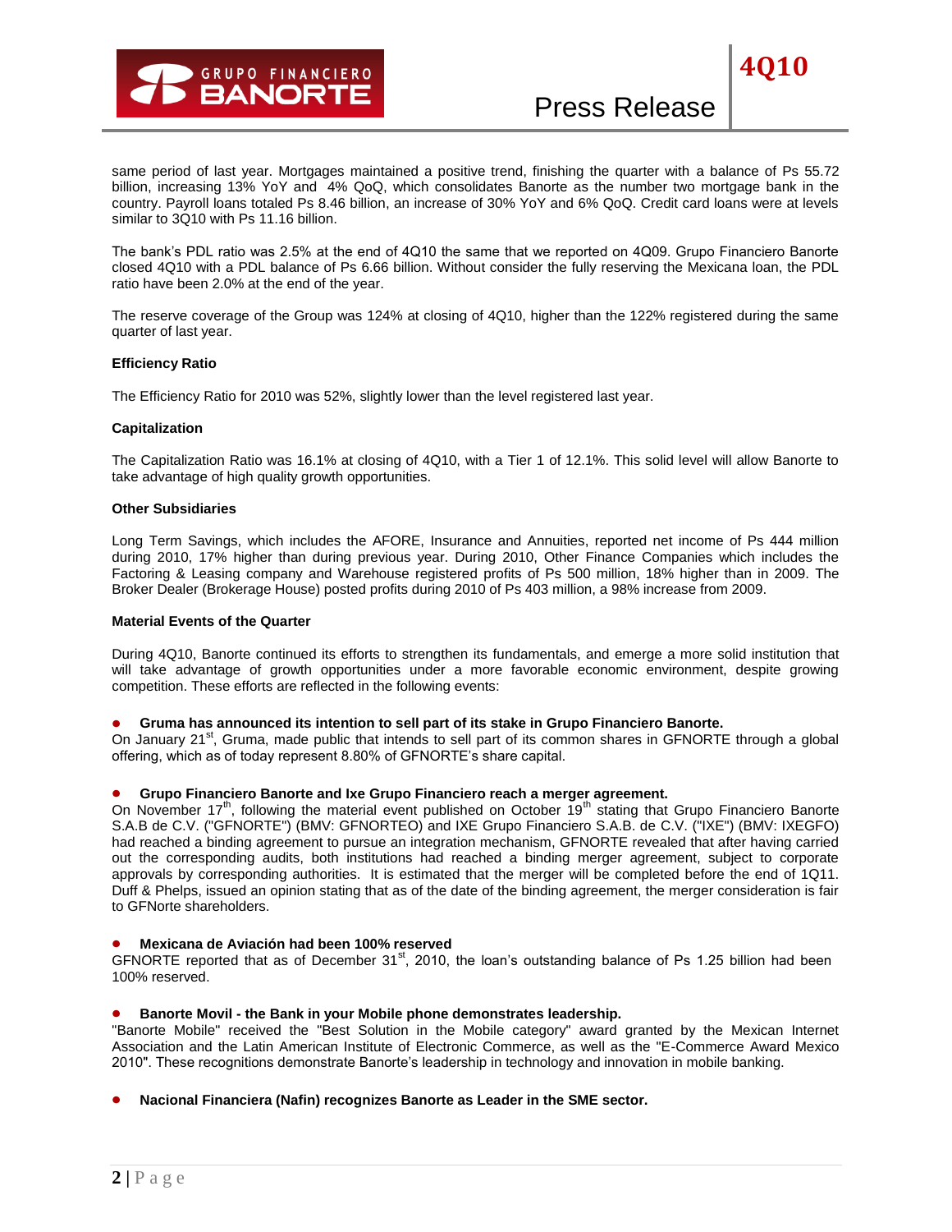same period of last year. Mortgages maintained a positive trend, finishing the quarter with a balance of Ps 55.72 billion, increasing 13% YoY and 4% QoQ, which consolidates Banorte as the number two mortgage bank in the country. Payroll loans totaled Ps 8.46 billion, an increase of 30% YoY and 6% QoQ. Credit card loans were at levels similar to 3Q10 with Ps 11.16 billion.

The bank's PDL ratio was 2.5% at the end of 4Q10 the same that we reported on 4Q09. Grupo Financiero Banorte closed 4Q10 with a PDL balance of Ps 6.66 billion. Without consider the fully reserving the Mexicana loan, the PDL ratio have been 2.0% at the end of the year.

The reserve coverage of the Group was 124% at closing of 4Q10, higher than the 122% registered during the same quarter of last year.

**Efficiency Ratio**

The Efficiency Ratio for 2010 was 52%, slightly lower than the level registered last year.

**Capitalization**

The Capitalization Ratio was 16.1% at closing of 4Q10, with a Tier 1 of 12.1%. This solid level will allow Banorte to take advantage of high quality growth opportunities.

**Other Subsidiaries**

Long Term Savings, which includes the AFORE, Insurance and Annuities, reported net income of Ps 444 million during 2010, 17% higher than during previous year. During 2010, Other Finance Companies which includes the Factoring & Leasing company and Warehouse registered profits of Ps 500 million, 18% higher than in 2009. The Broker Dealer (Brokerage House) posted profits during 2010 of Ps 403 million, a 98% increase from 2009.

**Material Events of the Quarter**

During 4Q10, Banorte continued its efforts to strengthen its fundamentals, and emerge a more solid institution that will take advantage of growth opportunities under a more favorable economic environment, despite growing competition. These efforts are reflected in the following events:

- **Gruma has announced its intention to sell part of its stake in Grupo Financiero Banorte.**

On January 21st, Gruma, made public that intends to sell part of its common shares in GFNORTE through a global offering, which as of today represent 8.80% of GFNORTE's share capital.

- **Grupo Financiero Banorte and Ixe Grupo Financiero reach a merger agreement.**

On November 17th, following the material event published on October 19th stating that Grupo Financiero Banorte S.A.B de C.V. ("GFNORTE") (BMV: GFNORTEO) and IXE Grupo Financiero S.A.B. de C.V. ("IXE") (BMV: IXEGFO) had reached a binding agreement to pursue an integration mechanism, GFNORTE revealed that after having carried out the corresponding audits, both institutions had reached a binding merger agreement, subject to corporate approvals by corresponding authorities. It is estimated that the merger will be completed before the end of 1Q11. Duff & Phelps, issued an opinion stating that as of the date of the binding agreement, the merger consideration is fair to GFNorte shareholders.

- **Mexicana de Aviación had been 100% reserved**

GFNORTE reported that as of December 31st, 2010, the loan's outstanding balance of Ps 1.25 billion had been 100% reserved.

- **Banorte Movil - the Bank in your Mobile phone demonstrates leadership.**

"Banorte Mobile" received the "Best Solution in the Mobile category" award granted by the Mexican Internet Association and the Latin American Institute of Electronic Commerce, as well as the "E-Commerce Award Mexico 2010". These recognitions demonstrate Banorte's leadership in technology and innovation in mobile banking.

- **Nacional Financiera (Nafin) recognizes Banorte as Leader in the SME sector.**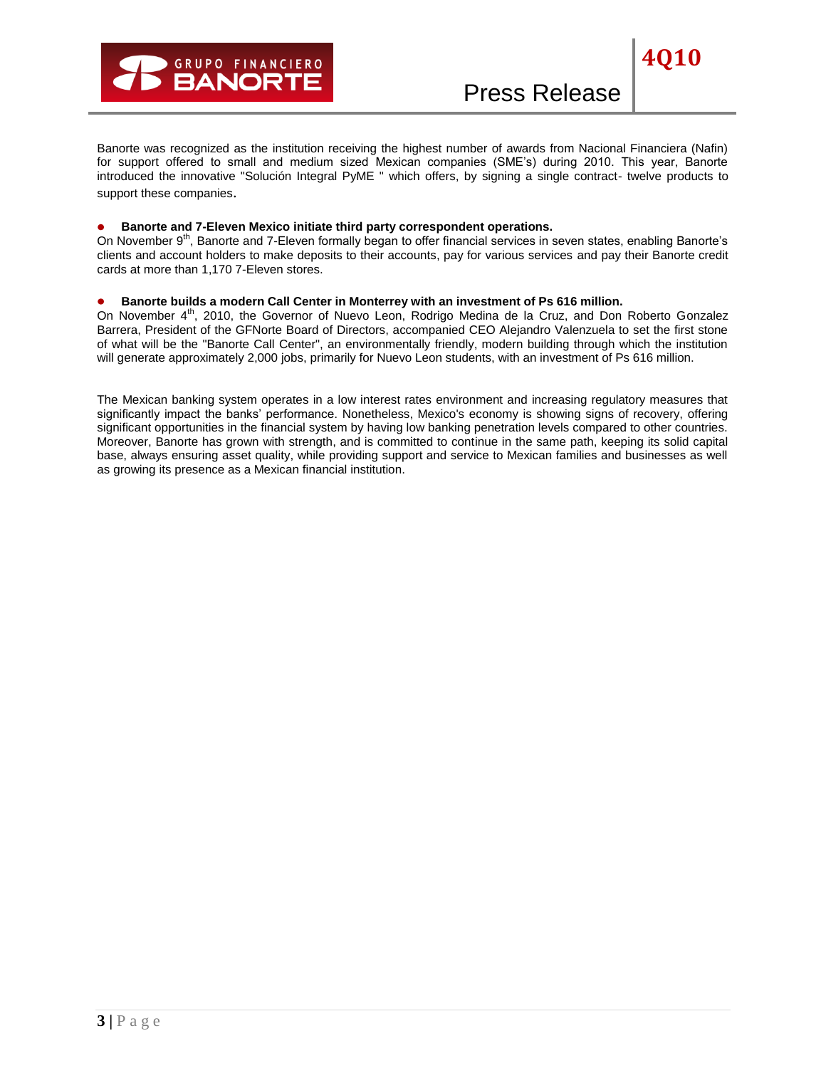Banorte was recognized as the institution receiving the highest number of awards from Nacional Financiera (Nafin) for support offered to small and medium sized Mexican companies (SME's) during 2010. This year, Banorte introduced the innovative "Solución Integral PyME " which offers, by signing a single contract- twelve products to support these companies.

- **Banorte and 7-Eleven Mexico initiate third party correspondent operations.**

On November 9th, Banorte and 7-Eleven formally began to offer financial services in seven states, enabling Banorte's clients and account holders to make deposits to their accounts, pay for various services and pay their Banorte credit cards at more than 1,170 7-Eleven stores.

- **Banorte builds a modern Call Center in Monterrey with an investment of Ps 616 million.**

On November 4th, 2010, the Governor of Nuevo Leon, Rodrigo Medina de la Cruz, and Don Roberto Gonzalez Barrera, President of the GFNorte Board of Directors, accompanied CEO Alejandro Valenzuela to set the first stone of what will be the "Banorte Call Center", an environmentally friendly, modern building through which the institution will generate approximately 2,000 jobs, primarily for Nuevo Leon students, with an investment of Ps 616 million.

The Mexican banking system operates in a low interest rates environment and increasing regulatory measures that significantly impact the banks' performance. Nonetheless, Mexico's economy is showing signs of recovery, offering significant opportunities in the financial system by having low banking penetration levels compared to other countries. Moreover, Banorte has grown with strength, and is committed to continue in the same path, keeping its solid capital base, always ensuring asset quality, while providing support and service to Mexican families and businesses as well as growing its presence as a Mexican financial institution.